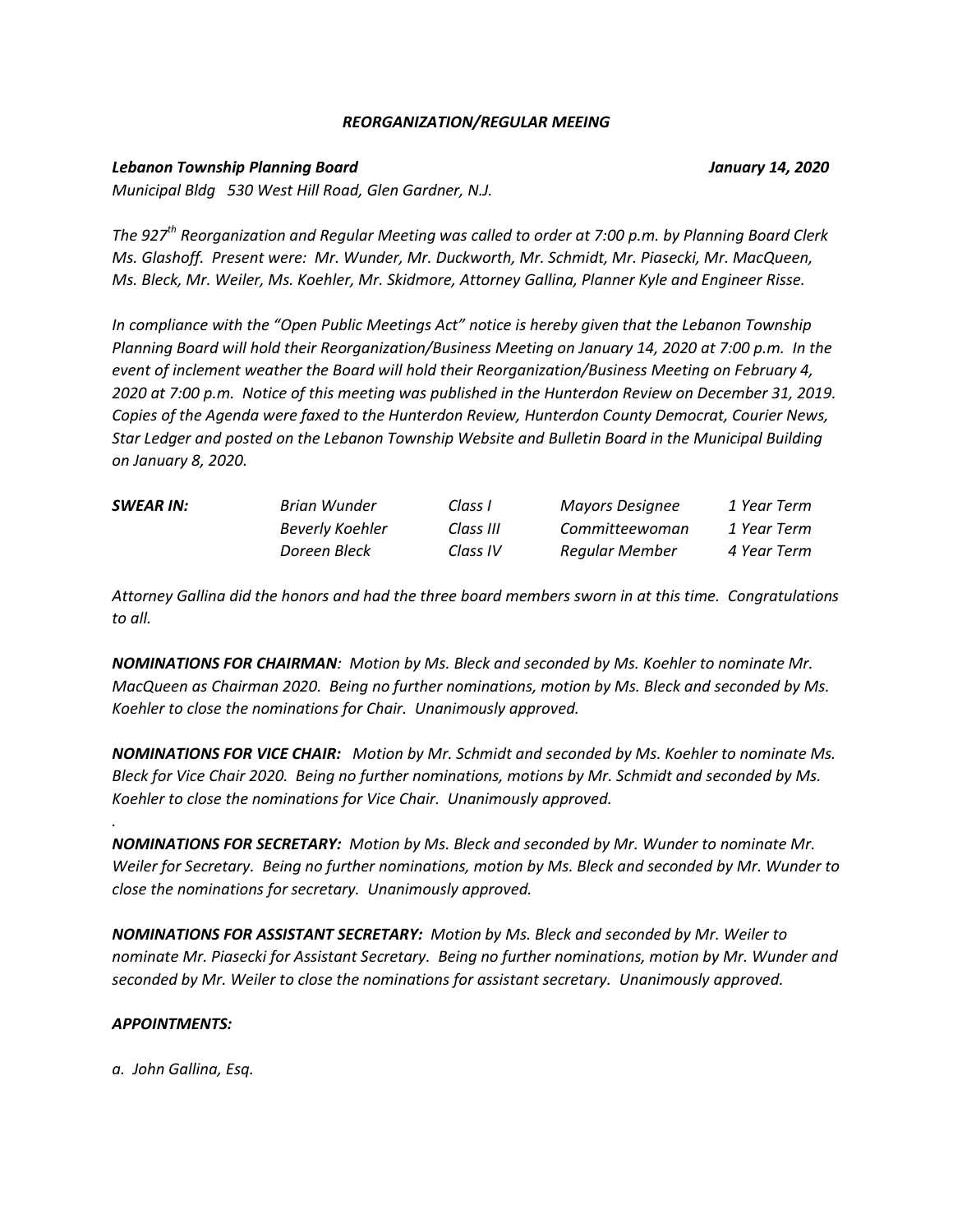***REORGANIZATION/REGULAR MEEING***

***Lebanon Township Planning Board*** ***January 14, 2020***

*Municipal Bldg 530 West Hill Road, Glen Gardner, N.J.*

*The 927th Reorganization and Regular Meeting was called to order at 7:00 p.m. by Planning Board Clerk Ms. Glashoff. Present were: Mr. Wunder, Mr. Duckworth, Mr. Schmidt, Mr. Piasecki, Mr. MacQueen, Ms. Bleck, Mr. Weiler, Ms. Koehler, Mr. Skidmore, Attorney Gallina, Planner Kyle and Engineer Risse.*

*In compliance with the "Open Public Meetings Act" notice is hereby given that the Lebanon Township Planning Board will hold their Reorganization/Business Meeting on January 14, 2020 at 7:00 p.m. In the event of inclement weather the Board will hold their Reorganization/Business Meeting on February 4, 2020 at 7:00 p.m. Notice of this meeting was published in the Hunterdon Review on December 31, 2019. Copies of the Agenda were faxed to the Hunterdon Review, Hunterdon County Democrat, Courier News, Star Ledger and posted on the Lebanon Township Website and Bulletin Board in the Municipal Building on January 8, 2020.*

| ***SWEAR IN:*** | *Brian Wunder* | *Class I* | *Mayors Designee* | *1 Year Term* |
|---|---|---|---|---|
| | *Beverly Koehler* | *Class III* | *Committeewoman* | *1 Year Term* |
| | *Doreen Bleck* | *Class IV* | *Regular Member* | *4 Year Term* |

*Attorney Gallina did the honors and had the three board members sworn in at this time. Congratulations to all.*

***NOMINATIONS FOR CHAIRMAN****: Motion by Ms. Bleck and seconded by Ms. Koehler to nominate Mr. MacQueen as Chairman 2020. Being no further nominations, motion by Ms. Bleck and seconded by Ms. Koehler to close the nominations for Chair. Unanimously approved.*

***NOMINATIONS FOR VICE CHAIR:*** *Motion by Mr. Schmidt and seconded by Ms. Koehler to nominate Ms. Bleck for Vice Chair 2020. Being no further nominations, motions by Mr. Schmidt and seconded by Ms. Koehler to close the nominations for Vice Chair. Unanimously approved.*

*.*

***NOMINATIONS FOR SECRETARY:*** *Motion by Ms. Bleck and seconded by Mr. Wunder to nominate Mr. Weiler for Secretary. Being no further nominations, motion by Ms. Bleck and seconded by Mr. Wunder to close the nominations for secretary. Unanimously approved.*

***NOMINATIONS FOR ASSISTANT SECRETARY:*** *Motion by Ms. Bleck and seconded by Mr. Weiler to nominate Mr. Piasecki for Assistant Secretary. Being no further nominations, motion by Mr. Wunder and seconded by Mr. Weiler to close the nominations for assistant secretary. Unanimously approved.*

***APPOINTMENTS:***

*a. John Gallina, Esq.*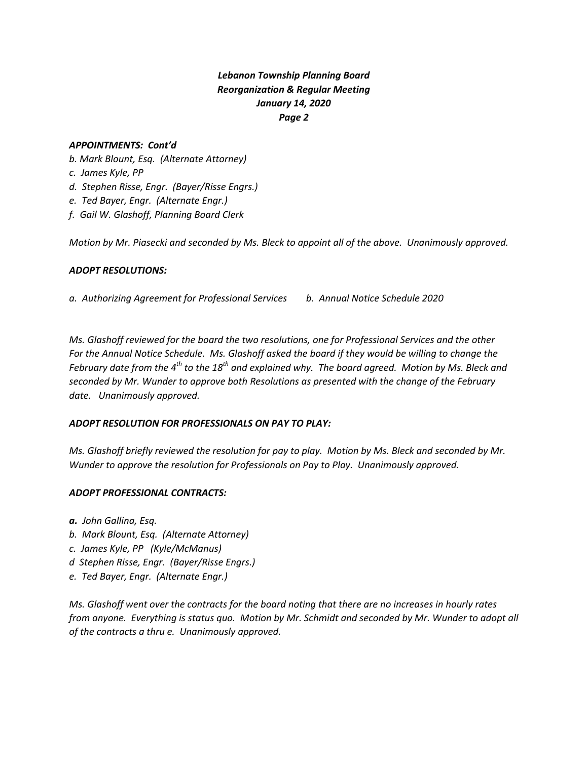*APPOINTMENTS: Cont'd*

*b. Mark Blount, Esq. (Alternate Attorney)*
*c. James Kyle, PP*
*d. Stephen Risse, Engr. (Bayer/Risse Engrs.)*
*e. Ted Bayer, Engr. (Alternate Engr.)*
*f. Gail W. Glashoff, Planning Board Clerk*

*Motion by Mr. Piasecki and seconded by Ms. Bleck to appoint all of the above. Unanimously approved.*

***ADOPT RESOLUTIONS:***

*a. Authorizing Agreement for Professional Services     b. Annual Notice Schedule 2020*

*Ms. Glashoff reviewed for the board the two resolutions, one for Professional Services and the other For the Annual Notice Schedule. Ms. Glashoff asked the board if they would be willing to change the February date from the 4th to the 18th and explained why. The board agreed. Motion by Ms. Bleck and seconded by Mr. Wunder to approve both Resolutions as presented with the change of the February date. Unanimously approved.*

***ADOPT RESOLUTION FOR PROFESSIONALS ON PAY TO PLAY:***

*Ms. Glashoff briefly reviewed the resolution for pay to play. Motion by Ms. Bleck and seconded by Mr. Wunder to approve the resolution for Professionals on Pay to Play. Unanimously approved.*

***ADOPT PROFESSIONAL CONTRACTS:***

***a.** John Gallina, Esq.*
*b. Mark Blount, Esq. (Alternate Attorney)*
*c. James Kyle, PP (Kyle/McManus)*
*d Stephen Risse, Engr. (Bayer/Risse Engrs.)*
*e. Ted Bayer, Engr. (Alternate Engr.)*

*Ms. Glashoff went over the contracts for the board noting that there are no increases in hourly rates from anyone. Everything is status quo. Motion by Mr. Schmidt and seconded by Mr. Wunder to adopt all of the contracts a thru e. Unanimously approved.*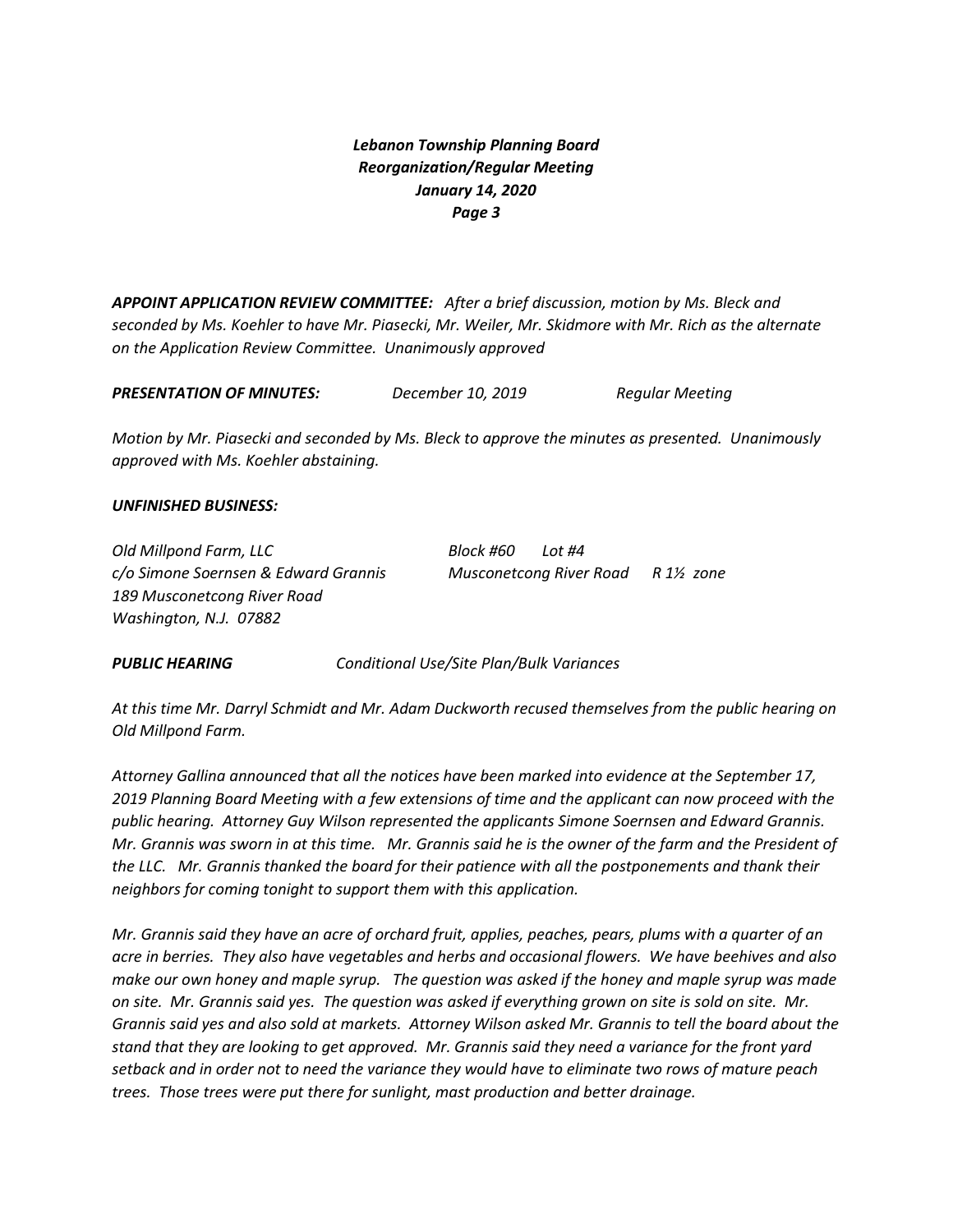***APPOINT APPLICATION REVIEW COMMITTEE:*** *After a brief discussion, motion by Ms. Bleck and seconded by Ms. Koehler to have Mr. Piasecki, Mr. Weiler, Mr. Skidmore with Mr. Rich as the alternate on the Application Review Committee. Unanimously approved*

***PRESENTATION OF MINUTES:*** *December 10, 2019 Regular Meeting*

*Motion by Mr. Piasecki and seconded by Ms. Bleck to approve the minutes as presented. Unanimously approved with Ms. Koehler abstaining.*

***UNFINISHED BUSINESS:***

*Old Millpond Farm, LLC* — *Block #60 Lot #4*
*c/o Simone Soernsen & Edward Grannis* — *Musconetcong River Road R 1½ zone*
*189 Musconetcong River Road*
*Washington, N.J. 07882*

***PUBLIC HEARING*** *Conditional Use/Site Plan/Bulk Variances*

*At this time Mr. Darryl Schmidt and Mr. Adam Duckworth recused themselves from the public hearing on Old Millpond Farm.*

*Attorney Gallina announced that all the notices have been marked into evidence at the September 17, 2019 Planning Board Meeting with a few extensions of time and the applicant can now proceed with the public hearing. Attorney Guy Wilson represented the applicants Simone Soernsen and Edward Grannis. Mr. Grannis was sworn in at this time. Mr. Grannis said he is the owner of the farm and the President of the LLC. Mr. Grannis thanked the board for their patience with all the postponements and thank their neighbors for coming tonight to support them with this application.*

*Mr. Grannis said they have an acre of orchard fruit, applies, peaches, pears, plums with a quarter of an acre in berries. They also have vegetables and herbs and occasional flowers. We have beehives and also make our own honey and maple syrup. The question was asked if the honey and maple syrup was made on site. Mr. Grannis said yes. The question was asked if everything grown on site is sold on site. Mr. Grannis said yes and also sold at markets. Attorney Wilson asked Mr. Grannis to tell the board about the stand that they are looking to get approved. Mr. Grannis said they need a variance for the front yard setback and in order not to need the variance they would have to eliminate two rows of mature peach trees. Those trees were put there for sunlight, mast production and better drainage.*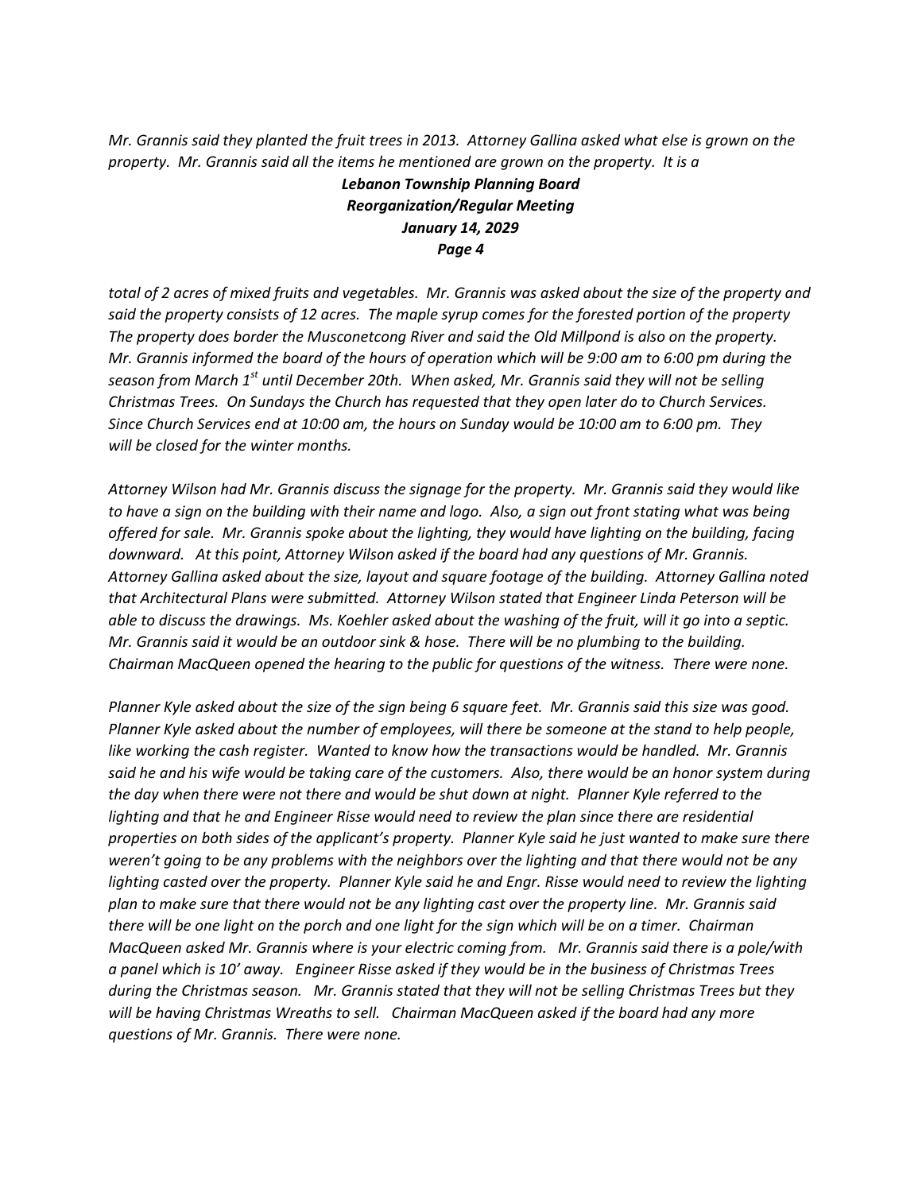*Mr. Grannis said they planted the fruit trees in 2013. Attorney Gallina asked what else is grown on the property. Mr. Grannis said all the items he mentioned are grown on the property. It is a total of 2 acres of mixed fruits and vegetables. Mr. Grannis was asked about the size of the property and said the property consists of 12 acres. The maple syrup comes for the forested portion of the property The property does border the Musconetcong River and said the Old Millpond is also on the property. Mr. Grannis informed the board of the hours of operation which will be 9:00 am to 6:00 pm during the season from March 1st until December 20th. When asked, Mr. Grannis said they will not be selling Christmas Trees. On Sundays the Church has requested that they open later do to Church Services. Since Church Services end at 10:00 am, the hours on Sunday would be 10:00 am to 6:00 pm. They will be closed for the winter months.*

*Attorney Wilson had Mr. Grannis discuss the signage for the property. Mr. Grannis said they would like to have a sign on the building with their name and logo. Also, a sign out front stating what was being offered for sale. Mr. Grannis spoke about the lighting, they would have lighting on the building, facing downward. At this point, Attorney Wilson asked if the board had any questions of Mr. Grannis. Attorney Gallina asked about the size, layout and square footage of the building. Attorney Gallina noted that Architectural Plans were submitted. Attorney Wilson stated that Engineer Linda Peterson will be able to discuss the drawings. Ms. Koehler asked about the washing of the fruit, will it go into a septic. Mr. Grannis said it would be an outdoor sink & hose. There will be no plumbing to the building. Chairman MacQueen opened the hearing to the public for questions of the witness. There were none.*

*Planner Kyle asked about the size of the sign being 6 square feet. Mr. Grannis said this size was good. Planner Kyle asked about the number of employees, will there be someone at the stand to help people, like working the cash register. Wanted to know how the transactions would be handled. Mr. Grannis said he and his wife would be taking care of the customers. Also, there would be an honor system during the day when there were not there and would be shut down at night. Planner Kyle referred to the lighting and that he and Engineer Risse would need to review the plan since there are residential properties on both sides of the applicant's property. Planner Kyle said he just wanted to make sure there weren't going to be any problems with the neighbors over the lighting and that there would not be any lighting casted over the property. Planner Kyle said he and Engr. Risse would need to review the lighting plan to make sure that there would not be any lighting cast over the property line. Mr. Grannis said there will be one light on the porch and one light for the sign which will be on a timer. Chairman MacQueen asked Mr. Grannis where is your electric coming from. Mr. Grannis said there is a pole/with a panel which is 10' away. Engineer Risse asked if they would be in the business of Christmas Trees during the Christmas season. Mr. Grannis stated that they will not be selling Christmas Trees but they will be having Christmas Wreaths to sell. Chairman MacQueen asked if the board had any more questions of Mr. Grannis. There were none.*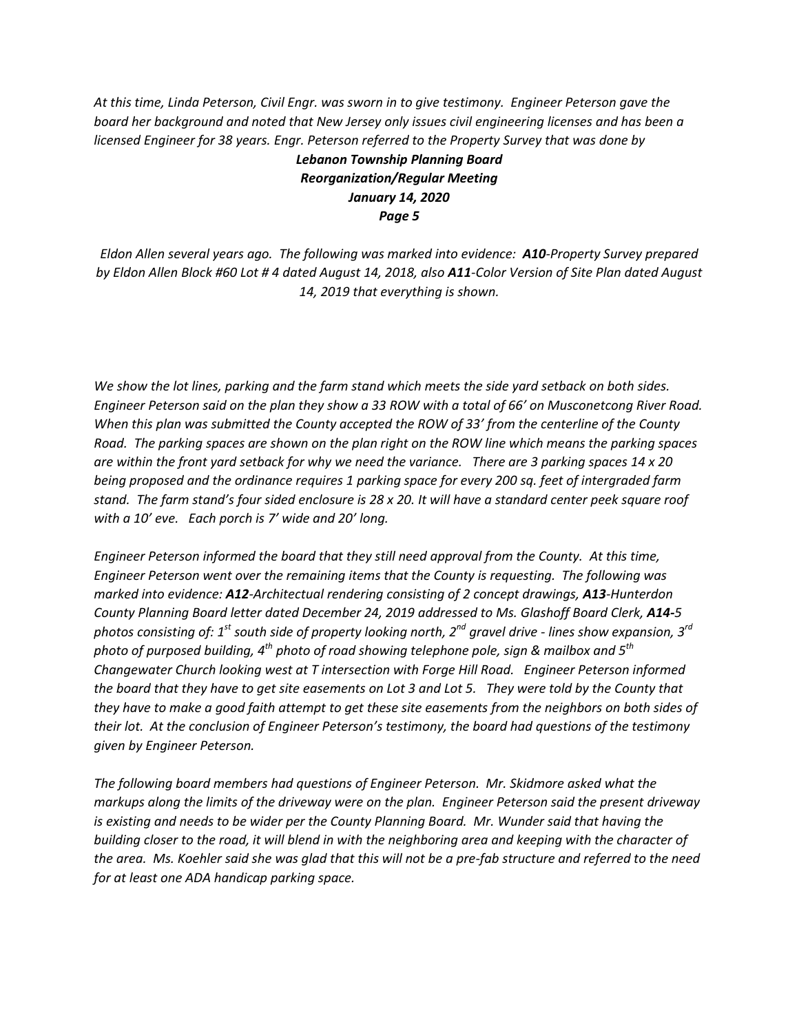*At this time, Linda Peterson, Civil Engr. was sworn in to give testimony. Engineer Peterson gave the board her background and noted that New Jersey only issues civil engineering licenses and has been a licensed Engineer for 38 years. Engr. Peterson referred to the Property Survey that was done by Eldon Allen several years ago. The following was marked into evidence: **A10**-Property Survey prepared by Eldon Allen Block #60 Lot # 4 dated August 14, 2018, also **A11**-Color Version of Site Plan dated August 14, 2019 that everything is shown.*

*We show the lot lines, parking and the farm stand which meets the side yard setback on both sides. Engineer Peterson said on the plan they show a 33 ROW with a total of 66' on Musconetcong River Road. When this plan was submitted the County accepted the ROW of 33' from the centerline of the County Road. The parking spaces are shown on the plan right on the ROW line which means the parking spaces are within the front yard setback for why we need the variance. There are 3 parking spaces 14 x 20 being proposed and the ordinance requires 1 parking space for every 200 sq. feet of intergraded farm stand. The farm stand's four sided enclosure is 28 x 20. It will have a standard center peek square roof with a 10' eve. Each porch is 7' wide and 20' long.*

*Engineer Peterson informed the board that they still need approval from the County. At this time, Engineer Peterson went over the remaining items that the County is requesting. The following was marked into evidence: **A12**-Architectual rendering consisting of 2 concept drawings, **A13**-Hunterdon County Planning Board letter dated December 24, 2019 addressed to Ms. Glashoff Board Clerk, **A14**-5 photos consisting of: 1st south side of property looking north, 2nd gravel drive - lines show expansion, 3rd photo of purposed building, 4th photo of road showing telephone pole, sign & mailbox and 5th Changewater Church looking west at T intersection with Forge Hill Road. Engineer Peterson informed the board that they have to get site easements on Lot 3 and Lot 5. They were told by the County that they have to make a good faith attempt to get these site easements from the neighbors on both sides of their lot. At the conclusion of Engineer Peterson's testimony, the board had questions of the testimony given by Engineer Peterson.*

*The following board members had questions of Engineer Peterson. Mr. Skidmore asked what the markups along the limits of the driveway were on the plan. Engineer Peterson said the present driveway is existing and needs to be wider per the County Planning Board. Mr. Wunder said that having the building closer to the road, it will blend in with the neighboring area and keeping with the character of the area. Ms. Koehler said she was glad that this will not be a pre-fab structure and referred to the need for at least one ADA handicap parking space.*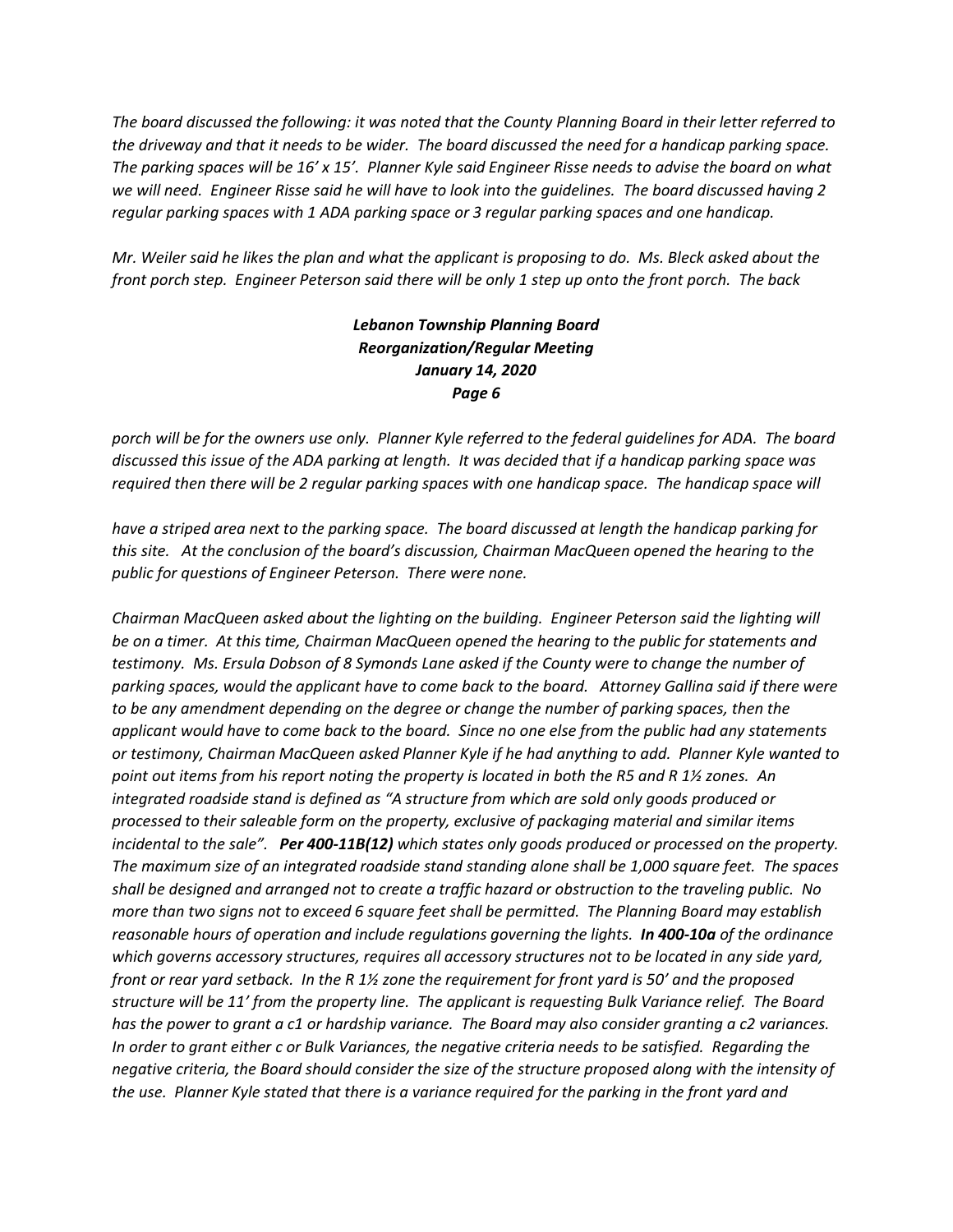*The board discussed the following: it was noted that the County Planning Board in their letter referred to the driveway and that it needs to be wider. The board discussed the need for a handicap parking space. The parking spaces will be 16' x 15'. Planner Kyle said Engineer Risse needs to advise the board on what we will need. Engineer Risse said he will have to look into the guidelines. The board discussed having 2 regular parking spaces with 1 ADA parking space or 3 regular parking spaces and one handicap.*

*Mr. Weiler said he likes the plan and what the applicant is proposing to do. Ms. Bleck asked about the front porch step. Engineer Peterson said there will be only 1 step up onto the front porch. The back porch will be for the owners use only. Planner Kyle referred to the federal guidelines for ADA. The board discussed this issue of the ADA parking at length. It was decided that if a handicap parking space was required then there will be 2 regular parking spaces with one handicap space. The handicap space will*

*have a striped area next to the parking space. The board discussed at length the handicap parking for this site. At the conclusion of the board's discussion, Chairman MacQueen opened the hearing to the public for questions of Engineer Peterson. There were none.*

*Chairman MacQueen asked about the lighting on the building. Engineer Peterson said the lighting will be on a timer. At this time, Chairman MacQueen opened the hearing to the public for statements and testimony. Ms. Ersula Dobson of 8 Symonds Lane asked if the County were to change the number of parking spaces, would the applicant have to come back to the board. Attorney Gallina said if there were to be any amendment depending on the degree or change the number of parking spaces, then the applicant would have to come back to the board. Since no one else from the public had any statements or testimony, Chairman MacQueen asked Planner Kyle if he had anything to add. Planner Kyle wanted to point out items from his report noting the property is located in both the R5 and R 1½ zones. An integrated roadside stand is defined as "A structure from which are sold only goods produced or processed to their saleable form on the property, exclusive of packaging material and similar items incidental to the sale". **Per 400-11B(12)** which states only goods produced or processed on the property. The maximum size of an integrated roadside stand standing alone shall be 1,000 square feet. The spaces shall be designed and arranged not to create a traffic hazard or obstruction to the traveling public. No more than two signs not to exceed 6 square feet shall be permitted. The Planning Board may establish reasonable hours of operation and include regulations governing the lights. **In 400-10a** of the ordinance which governs accessory structures, requires all accessory structures not to be located in any side yard, front or rear yard setback. In the R 1½ zone the requirement for front yard is 50' and the proposed structure will be 11' from the property line. The applicant is requesting Bulk Variance relief. The Board has the power to grant a c1 or hardship variance. The Board may also consider granting a c2 variances. In order to grant either c or Bulk Variances, the negative criteria needs to be satisfied. Regarding the negative criteria, the Board should consider the size of the structure proposed along with the intensity of the use. Planner Kyle stated that there is a variance required for the parking in the front yard and*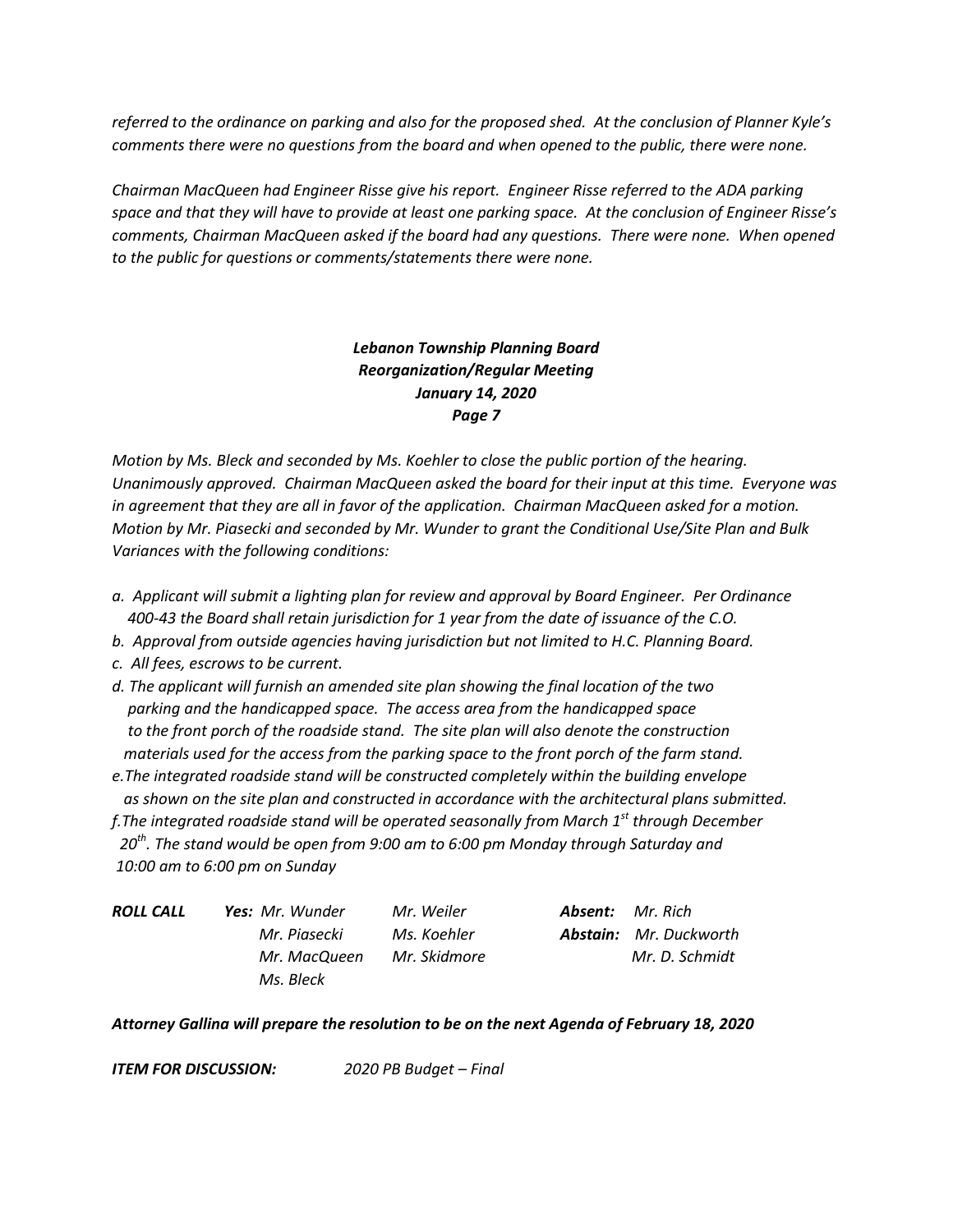*referred to the ordinance on parking and also for the proposed shed. At the conclusion of Planner Kyle's comments there were no questions from the board and when opened to the public, there were none.*

*Chairman MacQueen had Engineer Risse give his report. Engineer Risse referred to the ADA parking space and that they will have to provide at least one parking space. At the conclusion of Engineer Risse's comments, Chairman MacQueen asked if the board had any questions. There were none. When opened to the public for questions or comments/statements there were none.*

***Lebanon Township Planning Board***
***Reorganization/Regular Meeting***
***January 14, 2020***
***Page 7***

*Motion by Ms. Bleck and seconded by Ms. Koehler to close the public portion of the hearing. Unanimously approved. Chairman MacQueen asked the board for their input at this time. Everyone was in agreement that they are all in favor of the application. Chairman MacQueen asked for a motion. Motion by Mr. Piasecki and seconded by Mr. Wunder to grant the Conditional Use/Site Plan and Bulk Variances with the following conditions:*

*a. Applicant will submit a lighting plan for review and approval by Board Engineer. Per Ordinance 400-43 the Board shall retain jurisdiction for 1 year from the date of issuance of the C.O.*
*b. Approval from outside agencies having jurisdiction but not limited to H.C. Planning Board.*
*c. All fees, escrows to be current.*
*d. The applicant will furnish an amended site plan showing the final location of the two parking and the handicapped space. The access area from the handicapped space to the front porch of the roadside stand. The site plan will also denote the construction materials used for the access from the parking space to the front porch of the farm stand.*
*e. The integrated roadside stand will be constructed completely within the building envelope as shown on the site plan and constructed in accordance with the architectural plans submitted.*
*f. The integrated roadside stand will be operated seasonally from March 1st through December 20th. The stand would be open from 9:00 am to 6:00 pm Monday through Saturday and 10:00 am to 6:00 pm on Sunday*

| ***ROLL CALL*** | ***Yes:*** *Mr. Wunder* | *Mr. Weiler* | ***Absent:*** | *Mr. Rich* |
|---|---|---|---|---|
| | *Mr. Piasecki* | *Ms. Koehler* | ***Abstain:*** | *Mr. Duckworth* |
| | *Mr. MacQueen* | *Mr. Skidmore* | | *Mr. D. Schmidt* |
| | *Ms. Bleck* | | | |

***Attorney Gallina will prepare the resolution to be on the next Agenda of February 18, 2020***

***ITEM FOR DISCUSSION:*** *2020 PB Budget – Final*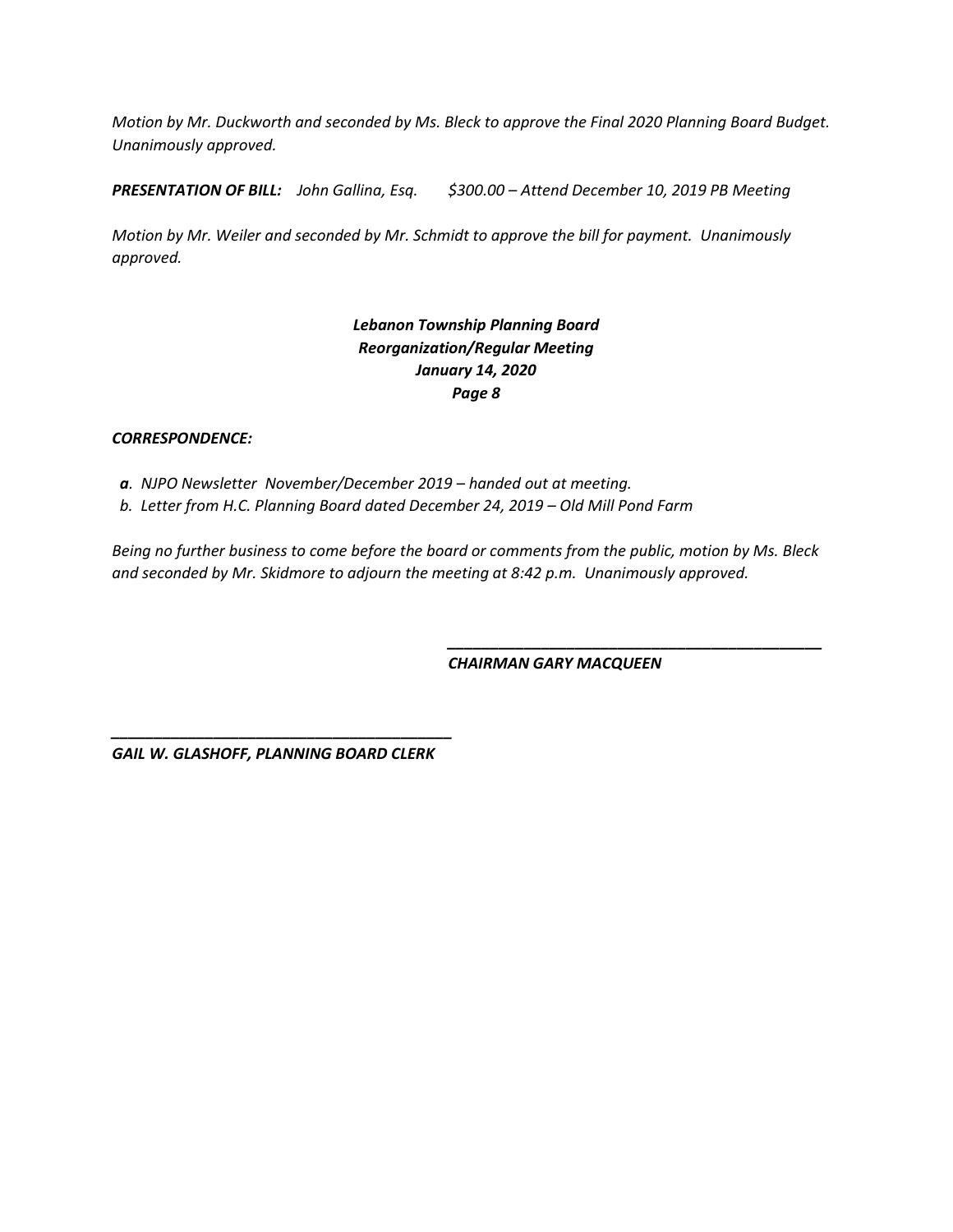*Motion by Mr. Duckworth and seconded by Ms. Bleck to approve the Final 2020 Planning Board Budget. Unanimously approved.*

***PRESENTATION OF BILL:*** *John Gallina, Esq. $300.00 – Attend December 10, 2019 PB Meeting*

*Motion by Mr. Weiler and seconded by Mr. Schmidt to approve the bill for payment. Unanimously approved.*

***CORRESPONDENCE:***

***a****. NJPO Newsletter November/December 2019 – handed out at meeting.*
*b. Letter from H.C. Planning Board dated December 24, 2019 – Old Mill Pond Farm*

*Being no further business to come before the board or comments from the public, motion by Ms. Bleck and seconded by Mr. Skidmore to adjourn the meeting at 8:42 p.m. Unanimously approved.*

\_\_\_\_\_\_\_\_\_\_\_\_\_\_\_\_\_\_\_\_\_\_\_\_\_\_\_\_\_\_\_\_\_\_\_\_\_\_\_\_\_\_
***CHAIRMAN GARY MACQUEEN***

\_\_\_\_\_\_\_\_\_\_\_\_\_\_\_\_\_\_\_\_\_\_\_\_\_\_\_\_\_\_\_\_\_\_\_\_\_\_\_\_\_\_
***GAIL W. GLASHOFF, PLANNING BOARD CLERK***